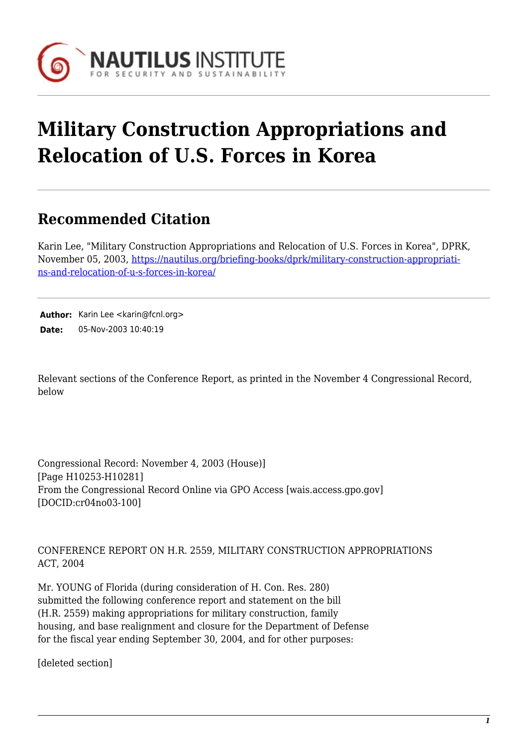NAUTILUS INSTITUTE
FOR SECURITY AND SUSTAINABILITY

# Military Construction Appropriations and Relocation of U.S. Forces in Korea

## Recommended Citation

Karin Lee, "Military Construction Appropriations and Relocation of U.S. Forces in Korea", DPRK, November 05, 2003, https://nautilus.org/briefing-books/dprk/military-construction-appropriations-and-relocation-of-u-s-forces-in-korea/

**Author:** Karin Lee <karin@fcnl.org>
**Date:** 05-Nov-2003 10:40:19

Relevant sections of the Conference Report, as printed in the November 4 Congressional Record, below

Congressional Record: November 4, 2003 (House)]
[Page H10253-H10281]
From the Congressional Record Online via GPO Access [wais.access.gpo.gov]
[DOCID:cr04no03-100]

CONFERENCE REPORT ON H.R. 2559, MILITARY CONSTRUCTION APPROPRIATIONS ACT, 2004

Mr. YOUNG of Florida (during consideration of H. Con. Res. 280) submitted the following conference report and statement on the bill (H.R. 2559) making appropriations for military construction, family housing, and base realignment and closure for the Department of Defense for the fiscal year ending September 30, 2004, and for other purposes:

[deleted section]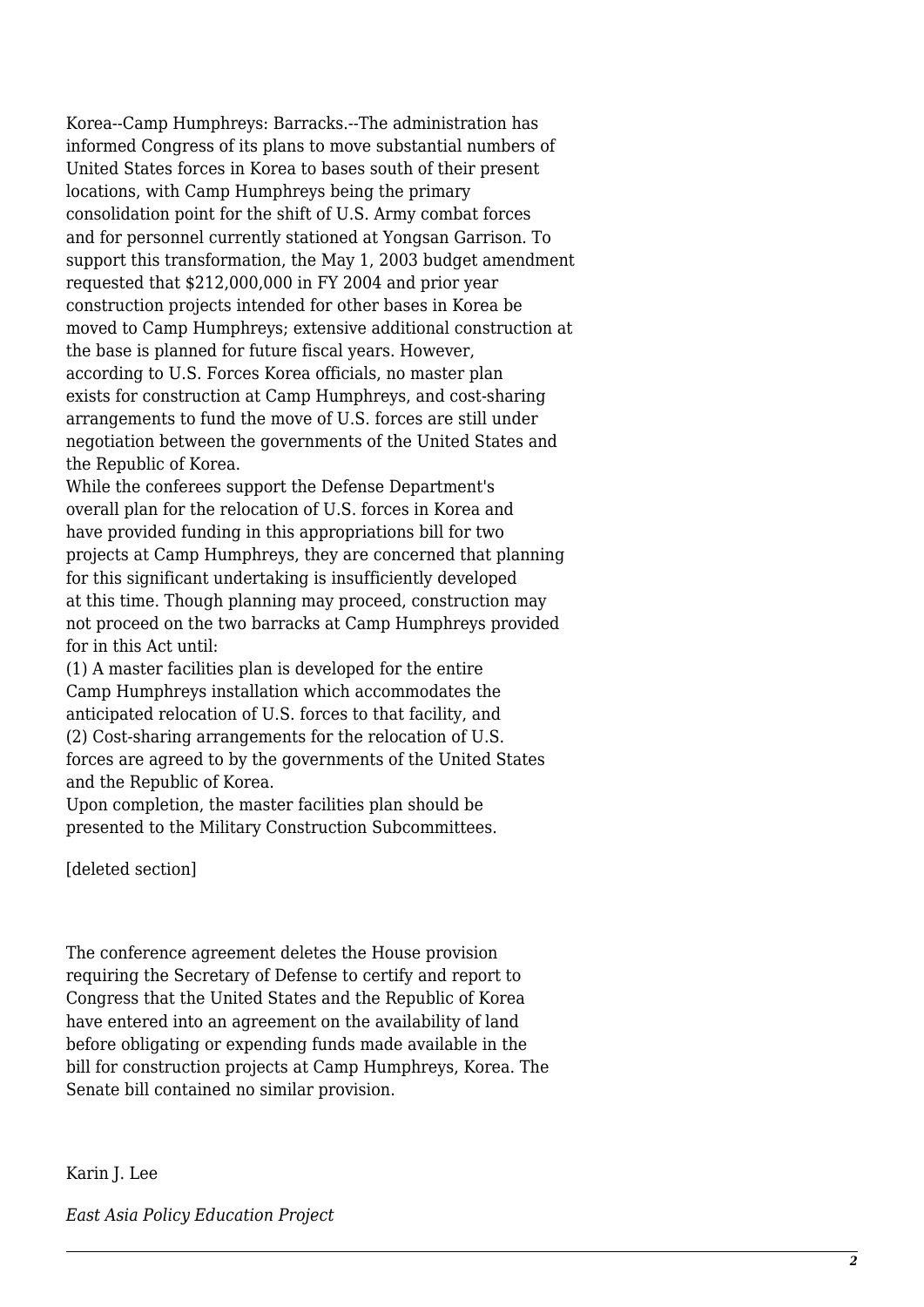Korea--Camp Humphreys: Barracks.--The administration has informed Congress of its plans to move substantial numbers of United States forces in Korea to bases south of their present locations, with Camp Humphreys being the primary consolidation point for the shift of U.S. Army combat forces and for personnel currently stationed at Yongsan Garrison. To support this transformation, the May 1, 2003 budget amendment requested that $212,000,000 in FY 2004 and prior year construction projects intended for other bases in Korea be moved to Camp Humphreys; extensive additional construction at the base is planned for future fiscal years. However, according to U.S. Forces Korea officials, no master plan exists for construction at Camp Humphreys, and cost-sharing arrangements to fund the move of U.S. forces are still under negotiation between the governments of the United States and the Republic of Korea.

While the conferees support the Defense Department's overall plan for the relocation of U.S. forces in Korea and have provided funding in this appropriations bill for two projects at Camp Humphreys, they are concerned that planning for this significant undertaking is insufficiently developed at this time. Though planning may proceed, construction may not proceed on the two barracks at Camp Humphreys provided for in this Act until:

(1) A master facilities plan is developed for the entire Camp Humphreys installation which accommodates the anticipated relocation of U.S. forces to that facility, and

(2) Cost-sharing arrangements for the relocation of U.S. forces are agreed to by the governments of the United States and the Republic of Korea.

Upon completion, the master facilities plan should be presented to the Military Construction Subcommittees.

[deleted section]

The conference agreement deletes the House provision requiring the Secretary of Defense to certify and report to Congress that the United States and the Republic of Korea have entered into an agreement on the availability of land before obligating or expending funds made available in the bill for construction projects at Camp Humphreys, Korea. The Senate bill contained no similar provision.

Karin J. Lee

*East Asia Policy Education Project*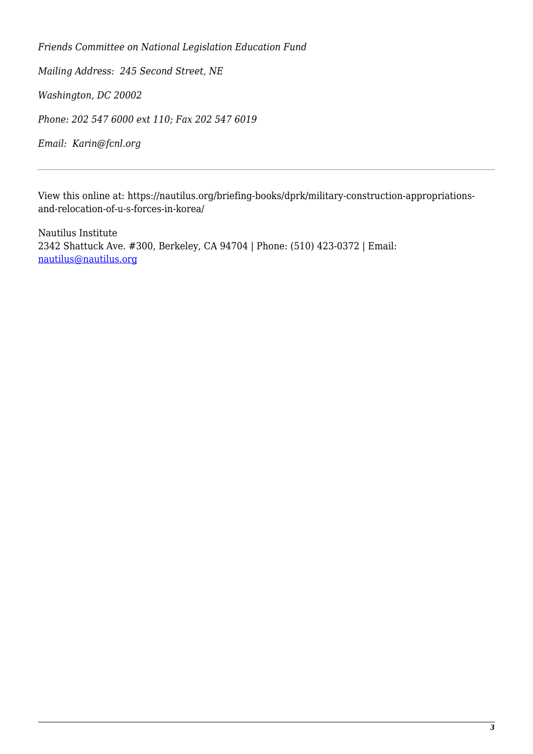*Friends Committee on National Legislation Education Fund*

*Mailing Address:  245 Second Street, NE*

*Washington, DC 20002*

*Phone: 202 547 6000 ext 110; Fax 202 547 6019*

*Email:  Karin@fcnl.org*

---

View this online at: https://nautilus.org/briefing-books/dprk/military-construction-appropriations-and-relocation-of-u-s-forces-in-korea/

Nautilus Institute
2342 Shattuck Ave. #300, Berkeley, CA 94704 | Phone: (510) 423-0372 | Email: nautilus@nautilus.org